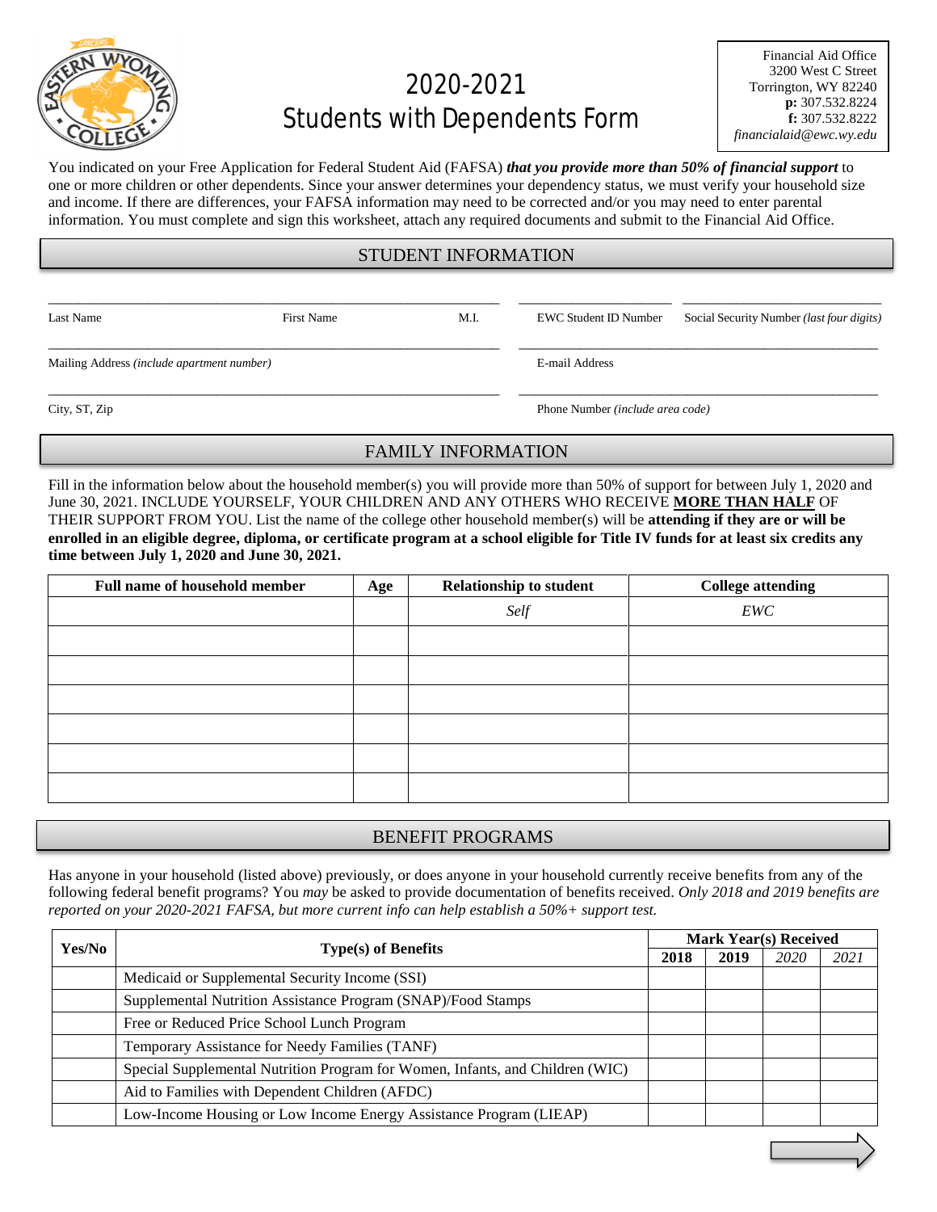# 2020-2021 Students with Dependents Form

Financial Aid Office
3200 West C Street
Torrington, WY 82240
**p:** 307.532.8224
**f:** 307.532.8222
*financialaid@ewc.wy.edu*

You indicated on your Free Application for Federal Student Aid (FAFSA) ***that you provide more than 50% of financial support*** to one or more children or other dependents. Since your answer determines your dependency status, we must verify your household size and income. If there are differences, your FAFSA information may need to be corrected and/or you may need to enter parental information. You must complete and sign this worksheet, attach any required documents and submit to the Financial Aid Office.

## STUDENT INFORMATION

| Last Name | First Name | M.I. | EWC Student ID Number | Social Security Number *(last four digits)* |
|---|---|---|---|---|
| | | | | |

Mailing Address *(include apartment number)* _______________ E-mail Address _______________

City, ST, Zip _______________ Phone Number *(include area code)* _______________

## FAMILY INFORMATION

Fill in the information below about the household member(s) you will provide more than 50% of support for between July 1, 2020 and June 30, 2021. INCLUDE YOURSELF, YOUR CHILDREN AND ANY OTHERS WHO RECEIVE **MORE THAN HALF** OF THEIR SUPPORT FROM YOU. List the name of the college other household member(s) will be **attending if they are or will be enrolled in an eligible degree, diploma, or certificate program at a school eligible for Title IV funds for at least six credits any time between July 1, 2020 and June 30, 2021.**

| Full name of household member | Age | Relationship to student | College attending |
|---|---|---|---|
| | | *Self* | *EWC* |
| | | | |
| | | | |
| | | | |
| | | | |
| | | | |
| | | | |

## BENEFIT PROGRAMS

Has anyone in your household (listed above) previously, or does anyone in your household currently receive benefits from any of the following federal benefit programs? You *may* be asked to provide documentation of benefits received. *Only 2018 and 2019 benefits are reported on your 2020-2021 FAFSA, but more current info can help establish a 50%+ support test.*

| Yes/No | Type(s) of Benefits | Mark Year(s) Received | | | |
|---|---|---|---|---|---|
| | | **2018** | **2019** | *2020* | *2021* |
| | Medicaid or Supplemental Security Income (SSI) | | | | |
| | Supplemental Nutrition Assistance Program (SNAP)/Food Stamps | | | | |
| | Free or Reduced Price School Lunch Program | | | | |
| | Temporary Assistance for Needy Families (TANF) | | | | |
| | Special Supplemental Nutrition Program for Women, Infants, and Children (WIC) | | | | |
| | Aid to Families with Dependent Children (AFDC) | | | | |
| | Low-Income Housing or Low Income Energy Assistance Program (LIEAP) | | | | |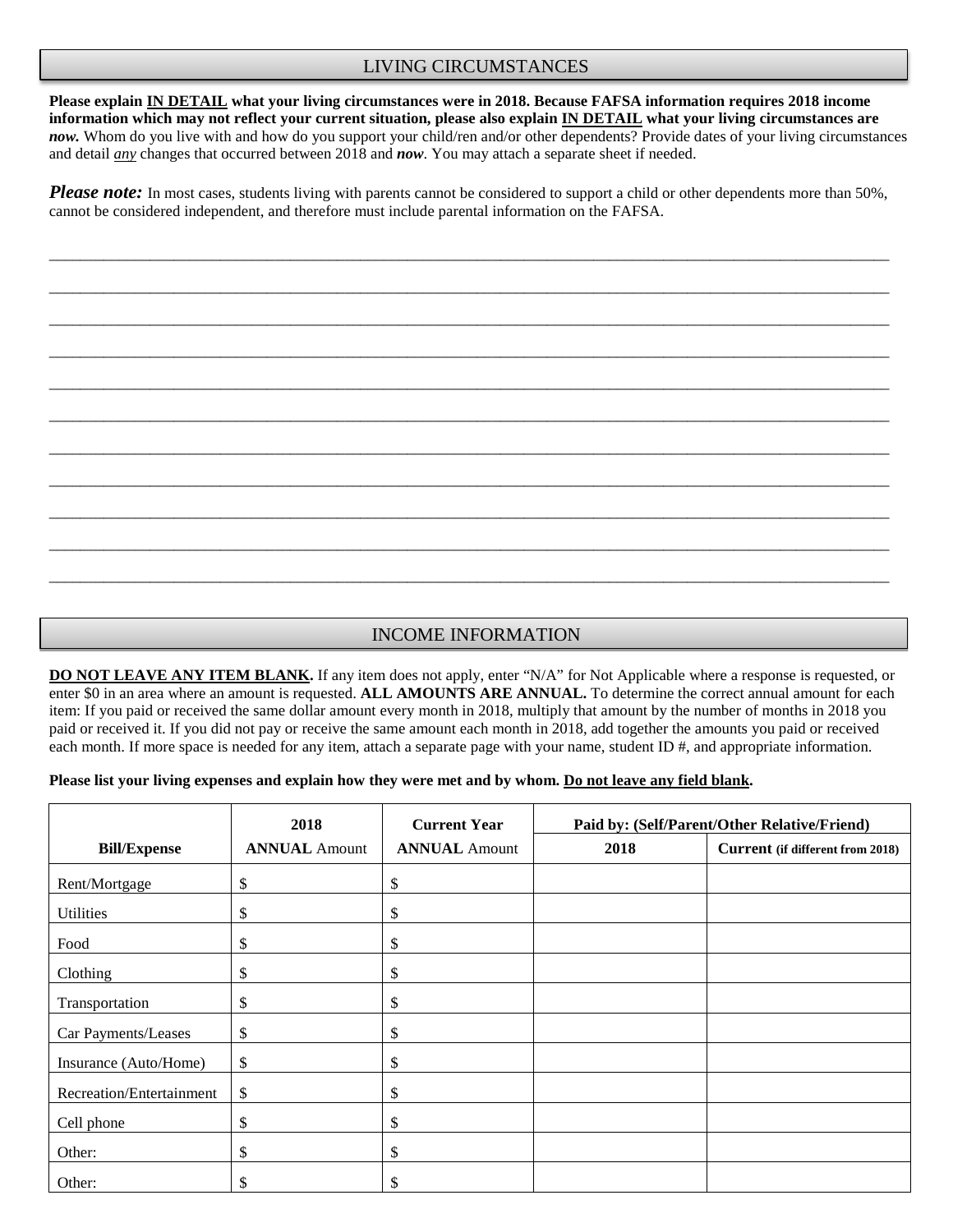## LIVING CIRCUMSTANCES

**Please explain <u>IN DETAIL</u> what your living circumstances were in 2018. Because FAFSA information requires 2018 income information which may not reflect your current situation, please also explain <u>IN DETAIL</u> what your living circumstances are *now.*** Whom do you live with and how do you support your child/ren and/or other dependents? Provide dates of your living circumstances and detail ***<u>any</u>*** changes that occurred between 2018 and ***now***. You may attach a separate sheet if needed.

***Please note:*** In most cases, students living with parents cannot be considered to support a child or other dependents more than 50%, cannot be considered independent, and therefore must include parental information on the FAFSA.

___________________________________________________________________________________________________

___________________________________________________________________________________________________

___________________________________________________________________________________________________

___________________________________________________________________________________________________

___________________________________________________________________________________________________

___________________________________________________________________________________________________

___________________________________________________________________________________________________

___________________________________________________________________________________________________

___________________________________________________________________________________________________

___________________________________________________________________________________________________

___________________________________________________________________________________________________

## INCOME INFORMATION

**<u>DO NOT LEAVE ANY ITEM BLANK.</u>** If any item does not apply, enter "N/A" for Not Applicable where a response is requested, or enter $0 in an area where an amount is requested. **ALL AMOUNTS ARE ANNUAL.** To determine the correct annual amount for each item: If you paid or received the same dollar amount every month in 2018, multiply that amount by the number of months in 2018 you paid or received it. If you did not pay or receive the same amount each month in 2018, add together the amounts you paid or received each month. If more space is needed for any item, attach a separate page with your name, student ID #, and appropriate information.

**Please list your living expenses and explain how they were met and by whom. <u>Do not leave any field blank</u>.**

| Bill/Expense | 2018 **ANNUAL** Amount | Current Year **ANNUAL** Amount | Paid by: (Self/Parent/Other Relative/Friend) 2018 | Current (if different from 2018) |
|---|---|---|---|---|
| Rent/Mortgage | $ | $ | | |
| Utilities | $ | $ | | |
| Food | $ | $ | | |
| Clothing | $ | $ | | |
| Transportation | $ | $ | | |
| Car Payments/Leases | $ | $ | | |
| Insurance (Auto/Home) | $ | $ | | |
| Recreation/Entertainment | $ | $ | | |
| Cell phone | $ | $ | | |
| Other: | $ | $ | | |
| Other: | $ | $ | | |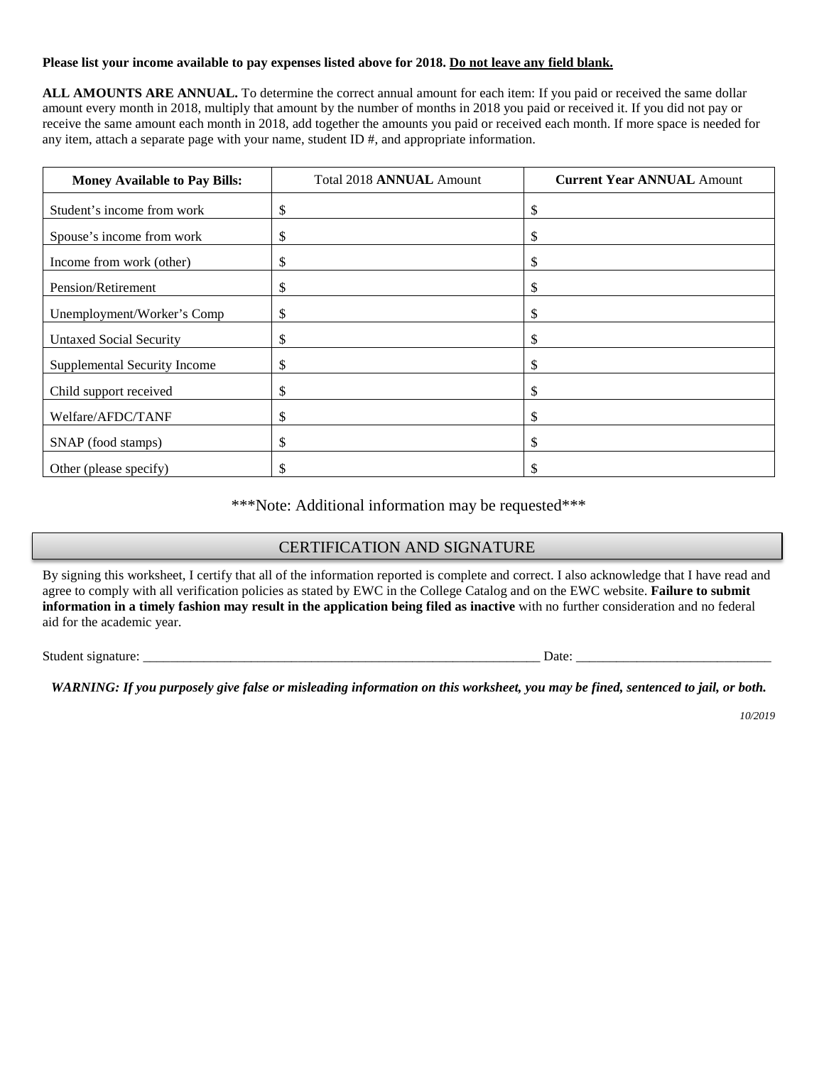**Please list your income available to pay expenses listed above for 2018. <u>Do not leave any field blank.</u>**

**ALL AMOUNTS ARE ANNUAL.** To determine the correct annual amount for each item: If you paid or received the same dollar amount every month in 2018, multiply that amount by the number of months in 2018 you paid or received it. If you did not pay or receive the same amount each month in 2018, add together the amounts you paid or received each month. If more space is needed for any item, attach a separate page with your name, student ID #, and appropriate information.

| **Money Available to Pay Bills:** | Total 2018 **ANNUAL** Amount | **Current Year ANNUAL** Amount |
|---|---|---|
| Student's income from work | $ | $ |
| Spouse's income from work | $ | $ |
| Income from work (other) | $ | $ |
| Pension/Retirement | $ | $ |
| Unemployment/Worker's Comp | $ | $ |
| Untaxed Social Security | $ | $ |
| Supplemental Security Income | $ | $ |
| Child support received | $ | $ |
| Welfare/AFDC/TANF | $ | $ |
| SNAP (food stamps) | $ | $ |
| Other (please specify) | $ | $ |

***Note: Additional information may be requested***

## CERTIFICATION AND SIGNATURE

By signing this worksheet, I certify that all of the information reported is complete and correct. I also acknowledge that I have read and agree to comply with all verification policies as stated by EWC in the College Catalog and on the EWC website. **Failure to submit information in a timely fashion may result in the application being filed as inactive** with no further consideration and no federal aid for the academic year.

Student signature: ____________________________________________________________ Date: ____________________________

***WARNING: If you purposely give false or misleading information on this worksheet, you may be fined, sentenced to jail, or both.***

*10/2019*